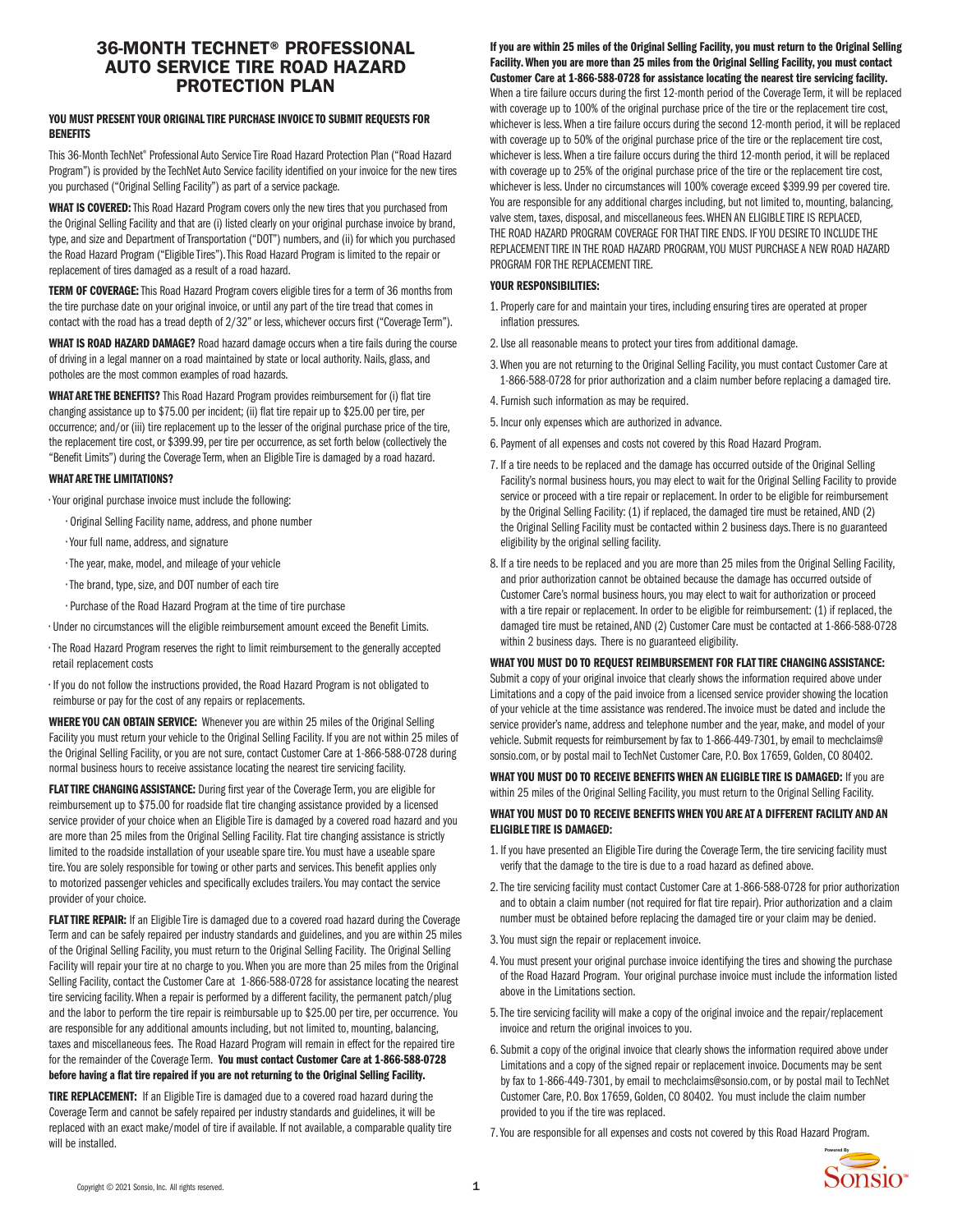# 36-MONTH TECHNET® PROFESSIONAL AUTO SERVICE TIRE ROAD HAZARD PROTECTION PLAN

**YOU MUST PRESENT YOUR ORIGINAL TIRE PURCHASE INVOICE TO SUBMIT REQUESTS FOR BENEFITS**

This 36-Month TechNet® Professional Auto Service Tire Road Hazard Protection Plan ("Road Hazard Program") is provided by the TechNet Auto Service facility identified on your invoice for the new tires you purchased ("Original Selling Facility") as part of a service package.

**WHAT IS COVERED:** This Road Hazard Program covers only the new tires that you purchased from the Original Selling Facility and that are (i) listed clearly on your original purchase invoice by brand, type, and size and Department of Transportation ("DOT") numbers, and (ii) for which you purchased the Road Hazard Program ("Eligible Tires"). This Road Hazard Program is limited to the repair or replacement of tires damaged as a result of a road hazard.

**TERM OF COVERAGE:** This Road Hazard Program covers eligible tires for a term of 36 months from the tire purchase date on your original invoice, or until any part of the tire tread that comes in contact with the road has a tread depth of 2/32" or less, whichever occurs first ("Coverage Term").

**WHAT IS ROAD HAZARD DAMAGE?** Road hazard damage occurs when a tire fails during the course of driving in a legal manner on a road maintained by state or local authority. Nails, glass, and potholes are the most common examples of road hazards.

**WHAT ARE THE BENEFITS?** This Road Hazard Program provides reimbursement for (i) flat tire changing assistance up to $75.00 per incident; (ii) flat tire repair up to $25.00 per tire, per occurrence; and/or (iii) tire replacement up to the lesser of the original purchase price of the tire, the replacement tire cost, or $399.99, per tire per occurrence, as set forth below (collectively the "Benefit Limits") during the Coverage Term, when an Eligible Tire is damaged by a road hazard.

**WHAT ARE THE LIMITATIONS?**

- Your original purchase invoice must include the following:
  - Original Selling Facility name, address, and phone number
  - Your full name, address, and signature
  - The year, make, model, and mileage of your vehicle
  - The brand, type, size, and DOT number of each tire
  - Purchase of the Road Hazard Program at the time of tire purchase
- Under no circumstances will the eligible reimbursement amount exceed the Benefit Limits.
- The Road Hazard Program reserves the right to limit reimbursement to the generally accepted retail replacement costs
- If you do not follow the instructions provided, the Road Hazard Program is not obligated to reimburse or pay for the cost of any repairs or replacements.

**WHERE YOU CAN OBTAIN SERVICE:** Whenever you are within 25 miles of the Original Selling Facility you must return your vehicle to the Original Selling Facility. If you are not within 25 miles of the Original Selling Facility, or you are not sure, contact Customer Care at 1-866-588-0728 during normal business hours to receive assistance locating the nearest tire servicing facility.

**FLAT TIRE CHANGING ASSISTANCE:** During first year of the Coverage Term, you are eligible for reimbursement up to $75.00 for roadside flat tire changing assistance provided by a licensed service provider of your choice when an Eligible Tire is damaged by a covered road hazard and you are more than 25 miles from the Original Selling Facility. Flat tire changing assistance is strictly limited to the roadside installation of your useable spare tire. You must have a useable spare tire. You are solely responsible for towing or other parts and services. This benefit applies only to motorized passenger vehicles and specifically excludes trailers. You may contact the service provider of your choice.

**FLAT TIRE REPAIR:** If an Eligible Tire is damaged due to a covered road hazard during the Coverage Term and can be safely repaired per industry standards and guidelines, and you are within 25 miles of the Original Selling Facility, you must return to the Original Selling Facility. The Original Selling Facility will repair your tire at no charge to you. When you are more than 25 miles from the Original Selling Facility, contact the Customer Care at 1-866-588-0728 for assistance locating the nearest tire servicing facility. When a repair is performed by a different facility, the permanent patch/plug and the labor to perform the tire repair is reimbursable up to $25.00 per tire, per occurrence. You are responsible for any additional amounts including, but not limited to, mounting, balancing, taxes and miscellaneous fees. The Road Hazard Program will remain in effect for the repaired tire for the remainder of the Coverage Term. **You must contact Customer Care at 1-866-588-0728 before having a flat tire repaired if you are not returning to the Original Selling Facility.**

**TIRE REPLACEMENT:** If an Eligible Tire is damaged due to a covered road hazard during the Coverage Term and cannot be safely repaired per industry standards and guidelines, it will be replaced with an exact make/model of tire if available. If not available, a comparable quality tire will be installed.

**If you are within 25 miles of the Original Selling Facility, you must return to the Original Selling Facility. When you are more than 25 miles from the Original Selling Facility, you must contact Customer Care at 1-866-588-0728 for assistance locating the nearest tire servicing facility.** When a tire failure occurs during the first 12-month period of the Coverage Term, it will be replaced with coverage up to 100% of the original purchase price of the tire or the replacement tire cost, whichever is less. When a tire failure occurs during the second 12-month period, it will be replaced with coverage up to 50% of the original purchase price of the tire or the replacement tire cost, whichever is less. When a tire failure occurs during the third 12-month period, it will be replaced with coverage up to 25% of the original purchase price of the tire or the replacement tire cost, whichever is less. Under no circumstances will 100% coverage exceed $399.99 per covered tire. You are responsible for any additional charges including, but not limited to, mounting, balancing, valve stem, taxes, disposal, and miscellaneous fees. WHEN AN ELIGIBLE TIRE IS REPLACED, THE ROAD HAZARD PROGRAM COVERAGE FOR THAT TIRE ENDS. IF YOU DESIRE TO INCLUDE THE REPLACEMENT TIRE IN THE ROAD HAZARD PROGRAM, YOU MUST PURCHASE A NEW ROAD HAZARD PROGRAM FOR THE REPLACEMENT TIRE.

**YOUR RESPONSIBILITIES:**

1. Properly care for and maintain your tires, including ensuring tires are operated at proper inflation pressures.
2. Use all reasonable means to protect your tires from additional damage.
3. When you are not returning to the Original Selling Facility, you must contact Customer Care at 1-866-588-0728 for prior authorization and a claim number before replacing a damaged tire.
4. Furnish such information as may be required.
5. Incur only expenses which are authorized in advance.
6. Payment of all expenses and costs not covered by this Road Hazard Program.
7. If a tire needs to be replaced and the damage has occurred outside of the Original Selling Facility's normal business hours, you may elect to wait for the Original Selling Facility to provide service or proceed with a tire repair or replacement. In order to be eligible for reimbursement by the Original Selling Facility: (1) if replaced, the damaged tire must be retained, AND (2) the Original Selling Facility must be contacted within 2 business days. There is no guaranteed eligibility by the original selling facility.
8. If a tire needs to be replaced and you are more than 25 miles from the Original Selling Facility, and prior authorization cannot be obtained because the damage has occurred outside of Customer Care's normal business hours, you may elect to wait for authorization or proceed with a tire repair or replacement. In order to be eligible for reimbursement: (1) if replaced, the damaged tire must be retained, AND (2) Customer Care must be contacted at 1-866-588-0728 within 2 business days. There is no guaranteed eligibility.

**WHAT YOU MUST DO TO REQUEST REIMBURSEMENT FOR FLAT TIRE CHANGING ASSISTANCE:** Submit a copy of your original invoice that clearly shows the information required above under Limitations and a copy of the paid invoice from a licensed service provider showing the location of your vehicle at the time assistance was rendered. The invoice must be dated and include the service provider's name, address and telephone number and the year, make, and model of your vehicle. Submit requests for reimbursement by fax to 1-866-449-7301, by email to mechclaims@sonsio.com, or by postal mail to TechNet Customer Care, P.O. Box 17659, Golden, CO 80402.

**WHAT YOU MUST DO TO RECEIVE BENEFITS WHEN AN ELIGIBLE TIRE IS DAMAGED:** If you are within 25 miles of the Original Selling Facility, you must return to the Original Selling Facility.

**WHAT YOU MUST DO TO RECEIVE BENEFITS WHEN YOU ARE AT A DIFFERENT FACILITY AND AN ELIGIBLE TIRE IS DAMAGED:**

1. If you have presented an Eligible Tire during the Coverage Term, the tire servicing facility must verify that the damage to the tire is due to a road hazard as defined above.
2. The tire servicing facility must contact Customer Care at 1-866-588-0728 for prior authorization and to obtain a claim number (not required for flat tire repair). Prior authorization and a claim number must be obtained before replacing the damaged tire or your claim may be denied.
3. You must sign the repair or replacement invoice.
4. You must present your original purchase invoice identifying the tires and showing the purchase of the Road Hazard Program. Your original purchase invoice must include the information listed above in the Limitations section.
5. The tire servicing facility will make a copy of the original invoice and the repair/replacement invoice and return the original invoices to you.
6. Submit a copy of the original invoice that clearly shows the information required above under Limitations and a copy of the signed repair or replacement invoice. Documents may be sent by fax to 1-866-449-7301, by email to mechclaims@sonsio.com, or by postal mail to TechNet Customer Care, P.O. Box 17659, Golden, CO 80402. You must include the claim number provided to you if the tire was replaced.
7. You are responsible for all expenses and costs not covered by this Road Hazard Program.

Copyright © 2021 Sonsio, Inc. All rights reserved.

Powered By Sonsio™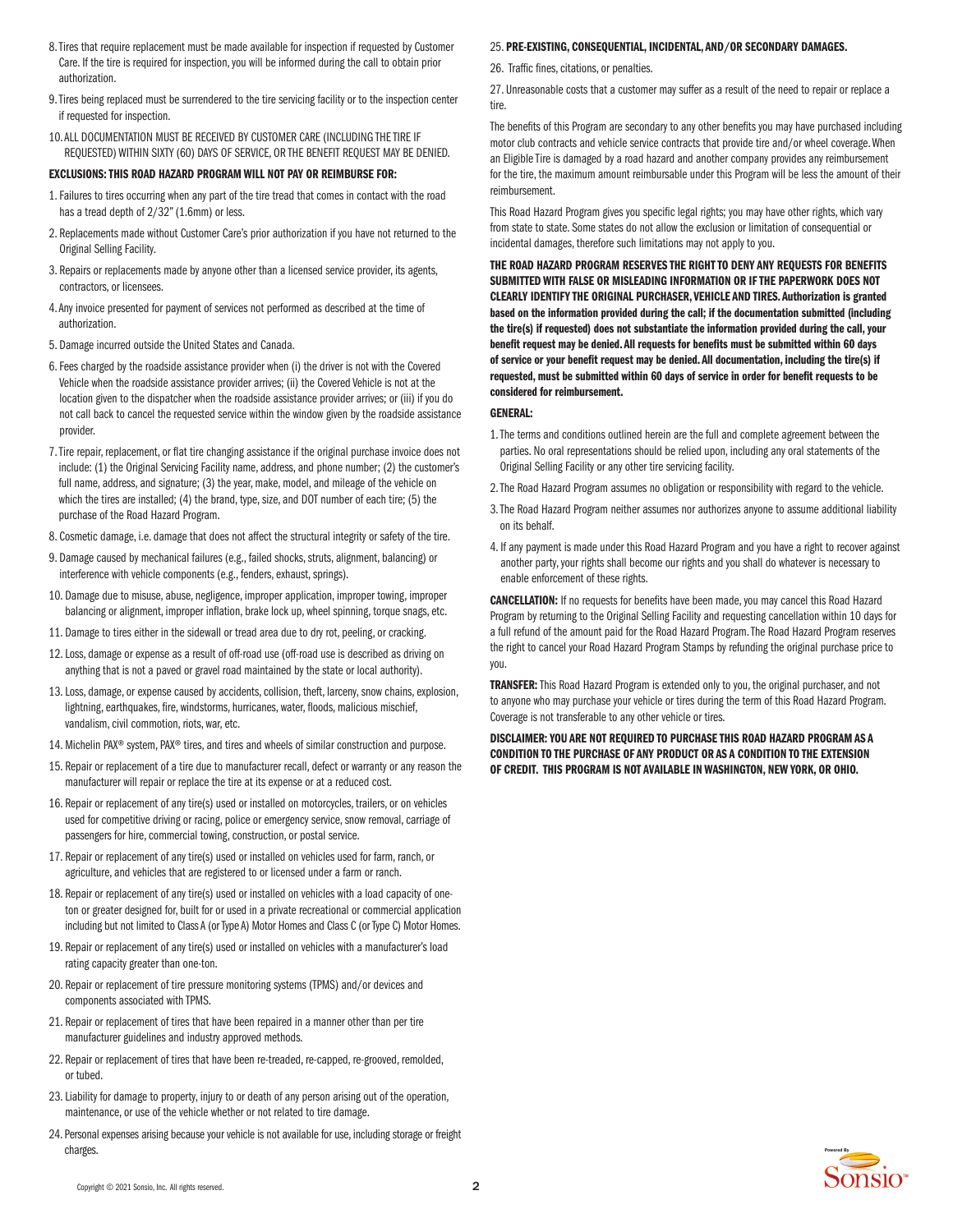8. Tires that require replacement must be made available for inspection if requested by Customer Care. If the tire is required for inspection, you will be informed during the call to obtain prior authorization.
9. Tires being replaced must be surrendered to the tire servicing facility or to the inspection center if requested for inspection.
10. ALL DOCUMENTATION MUST BE RECEIVED BY CUSTOMER CARE (INCLUDING THE TIRE IF REQUESTED) WITHIN SIXTY (60) DAYS OF SERVICE, OR THE BENEFIT REQUEST MAY BE DENIED.

**EXCLUSIONS: THIS ROAD HAZARD PROGRAM WILL NOT PAY OR REIMBURSE FOR:**

1. Failures to tires occurring when any part of the tire tread that comes in contact with the road has a tread depth of 2/32" (1.6mm) or less.
2. Replacements made without Customer Care's prior authorization if you have not returned to the Original Selling Facility.
3. Repairs or replacements made by anyone other than a licensed service provider, its agents, contractors, or licensees.
4. Any invoice presented for payment of services not performed as described at the time of authorization.
5. Damage incurred outside the United States and Canada.
6. Fees charged by the roadside assistance provider when (i) the driver is not with the Covered Vehicle when the roadside assistance provider arrives; (ii) the Covered Vehicle is not at the location given to the dispatcher when the roadside assistance provider arrives; or (iii) if you do not call back to cancel the requested service within the window given by the roadside assistance provider.
7. Tire repair, replacement, or flat tire changing assistance if the original purchase invoice does not include: (1) the Original Servicing Facility name, address, and phone number; (2) the customer's full name, address, and signature; (3) the year, make, model, and mileage of the vehicle on which the tires are installed; (4) the brand, type, size, and DOT number of each tire; (5) the purchase of the Road Hazard Program.
8. Cosmetic damage, i.e. damage that does not affect the structural integrity or safety of the tire.
9. Damage caused by mechanical failures (e.g., failed shocks, struts, alignment, balancing) or interference with vehicle components (e.g., fenders, exhaust, springs).
10. Damage due to misuse, abuse, negligence, improper application, improper towing, improper balancing or alignment, improper inflation, brake lock up, wheel spinning, torque snags, etc.
11. Damage to tires either in the sidewall or tread area due to dry rot, peeling, or cracking.
12. Loss, damage or expense as a result of off-road use (off-road use is described as driving on anything that is not a paved or gravel road maintained by the state or local authority).
13. Loss, damage, or expense caused by accidents, collision, theft, larceny, snow chains, explosion, lightning, earthquakes, fire, windstorms, hurricanes, water, floods, malicious mischief, vandalism, civil commotion, riots, war, etc.
14. Michelin PAX® system, PAX® tires, and tires and wheels of similar construction and purpose.
15. Repair or replacement of a tire due to manufacturer recall, defect or warranty or any reason the manufacturer will repair or replace the tire at its expense or at a reduced cost.
16. Repair or replacement of any tire(s) used or installed on motorcycles, trailers, or on vehicles used for competitive driving or racing, police or emergency service, snow removal, carriage of passengers for hire, commercial towing, construction, or postal service.
17. Repair or replacement of any tire(s) used or installed on vehicles used for farm, ranch, or agriculture, and vehicles that are registered to or licensed under a farm or ranch.
18. Repair or replacement of any tire(s) used or installed on vehicles with a load capacity of one-ton or greater designed for, built for or used in a private recreational or commercial application including but not limited to Class A (or Type A) Motor Homes and Class C (or Type C) Motor Homes.
19. Repair or replacement of any tire(s) used or installed on vehicles with a manufacturer's load rating capacity greater than one-ton.
20. Repair or replacement of tire pressure monitoring systems (TPMS) and/or devices and components associated with TPMS.
21. Repair or replacement of tires that have been repaired in a manner other than per tire manufacturer guidelines and industry approved methods.
22. Repair or replacement of tires that have been re-treaded, re-capped, re-grooved, remolded, or tubed.
23. Liability for damage to property, injury to or death of any person arising out of the operation, maintenance, or use of the vehicle whether or not related to tire damage.
24. Personal expenses arising because your vehicle is not available for use, including storage or freight charges.
25. **PRE-EXISTING, CONSEQUENTIAL, INCIDENTAL, AND/OR SECONDARY DAMAGES.**
26. Traffic fines, citations, or penalties.
27. Unreasonable costs that a customer may suffer as a result of the need to repair or replace a tire.

The benefits of this Program are secondary to any other benefits you may have purchased including motor club contracts and vehicle service contracts that provide tire and/or wheel coverage. When an Eligible Tire is damaged by a road hazard and another company provides any reimbursement for the tire, the maximum amount reimbursable under this Program will be less the amount of their reimbursement.

This Road Hazard Program gives you specific legal rights; you may have other rights, which vary from state to state. Some states do not allow the exclusion or limitation of consequential or incidental damages, therefore such limitations may not apply to you.

**THE ROAD HAZARD PROGRAM RESERVES THE RIGHT TO DENY ANY REQUESTS FOR BENEFITS SUBMITTED WITH FALSE OR MISLEADING INFORMATION OR IF THE PAPERWORK DOES NOT CLEARLY IDENTIFY THE ORIGINAL PURCHASER, VEHICLE AND TIRES. Authorization is granted based on the information provided during the call; if the documentation submitted (including the tire(s) if requested) does not substantiate the information provided during the call, your benefit request may be denied. All requests for benefits must be submitted within 60 days of service or your benefit request may be denied. All documentation, including the tire(s) if requested, must be submitted within 60 days of service in order for benefit requests to be considered for reimbursement.**

**GENERAL:**

1. The terms and conditions outlined herein are the full and complete agreement between the parties. No oral representations should be relied upon, including any oral statements of the Original Selling Facility or any other tire servicing facility.
2. The Road Hazard Program assumes no obligation or responsibility with regard to the vehicle.
3. The Road Hazard Program neither assumes nor authorizes anyone to assume additional liability on its behalf.
4. If any payment is made under this Road Hazard Program and you have a right to recover against another party, your rights shall become our rights and you shall do whatever is necessary to enable enforcement of these rights.

**CANCELLATION:** If no requests for benefits have been made, you may cancel this Road Hazard Program by returning to the Original Selling Facility and requesting cancellation within 10 days for a full refund of the amount paid for the Road Hazard Program. The Road Hazard Program reserves the right to cancel your Road Hazard Program Stamps by refunding the original purchase price to you.

**TRANSFER:** This Road Hazard Program is extended only to you, the original purchaser, and not to anyone who may purchase your vehicle or tires during the term of this Road Hazard Program. Coverage is not transferable to any other vehicle or tires.

**DISCLAIMER: YOU ARE NOT REQUIRED TO PURCHASE THIS ROAD HAZARD PROGRAM AS A CONDITION TO THE PURCHASE OF ANY PRODUCT OR AS A CONDITION TO THE EXTENSION OF CREDIT. THIS PROGRAM IS NOT AVAILABLE IN WASHINGTON, NEW YORK, OR OHIO.**

Copyright © 2021 Sonsio, Inc. All rights reserved.

Powered By Sonsio™